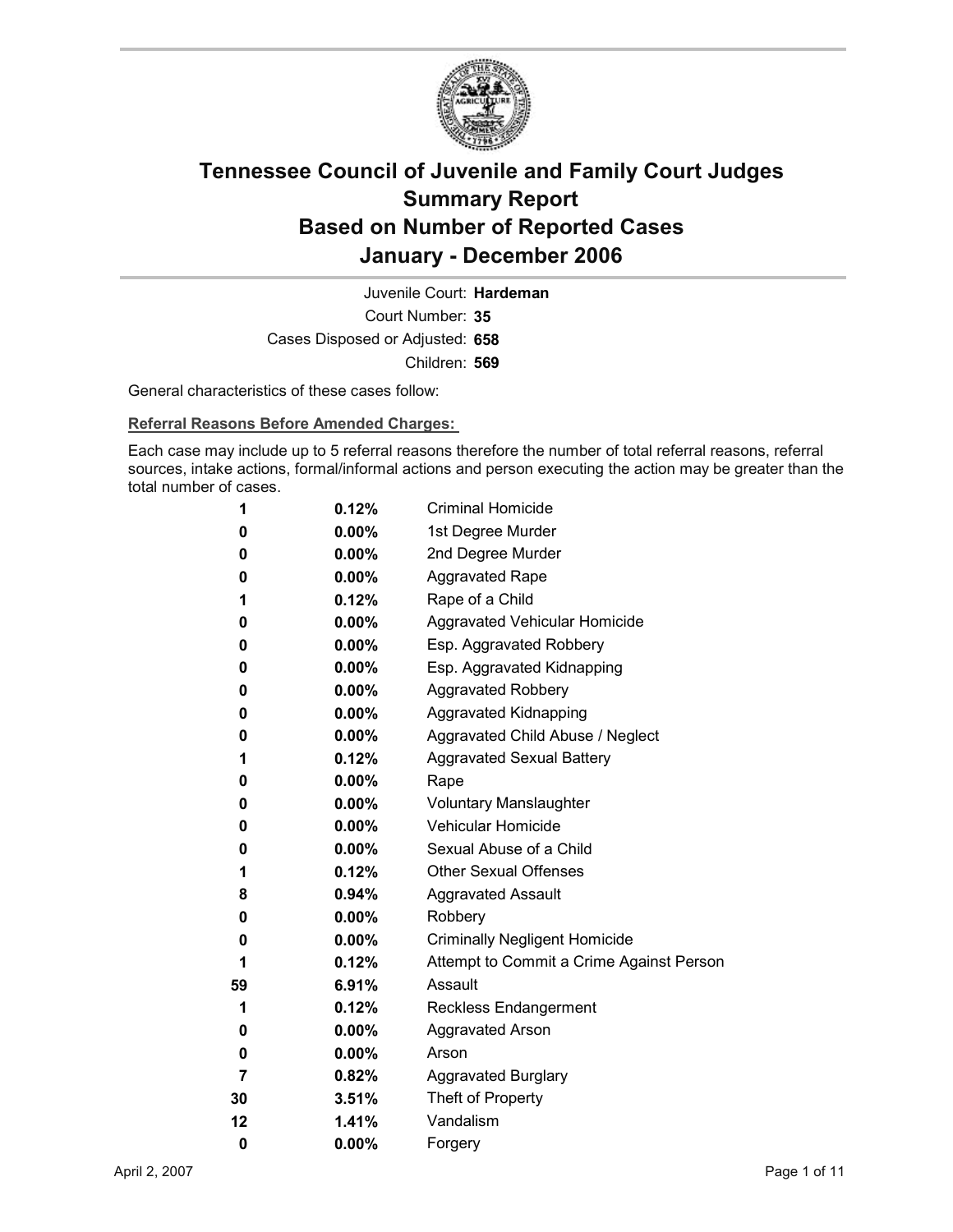# Tennessee Council of Juvenile and Family Court Judges
# Summary Report
# Based on Number of Reported Cases
# January - December 2006

Juvenile Court: **Hardeman**

Court Number: **35**

Cases Disposed or Adjusted: **658**

Children: **569**

General characteristics of these cases follow:

**Referral Reasons Before Amended Charges:**

Each case may include up to 5 referral reasons therefore the number of total referral reasons, referral sources, intake actions, formal/informal actions and person executing the action may be greater than the total number of cases.

| Count | Percent | Referral Reason |
|---|---|---|
| 1 | 0.12% | Criminal Homicide |
| 0 | 0.00% | 1st Degree Murder |
| 0 | 0.00% | 2nd Degree Murder |
| 0 | 0.00% | Aggravated Rape |
| 1 | 0.12% | Rape of a Child |
| 0 | 0.00% | Aggravated Vehicular Homicide |
| 0 | 0.00% | Esp. Aggravated Robbery |
| 0 | 0.00% | Esp. Aggravated Kidnapping |
| 0 | 0.00% | Aggravated Robbery |
| 0 | 0.00% | Aggravated Kidnapping |
| 0 | 0.00% | Aggravated Child Abuse / Neglect |
| 1 | 0.12% | Aggravated Sexual Battery |
| 0 | 0.00% | Rape |
| 0 | 0.00% | Voluntary Manslaughter |
| 0 | 0.00% | Vehicular Homicide |
| 0 | 0.00% | Sexual Abuse of a Child |
| 1 | 0.12% | Other Sexual Offenses |
| 8 | 0.94% | Aggravated Assault |
| 0 | 0.00% | Robbery |
| 0 | 0.00% | Criminally Negligent Homicide |
| 1 | 0.12% | Attempt to Commit a Crime Against Person |
| 59 | 6.91% | Assault |
| 1 | 0.12% | Reckless Endangerment |
| 0 | 0.00% | Aggravated Arson |
| 0 | 0.00% | Arson |
| 7 | 0.82% | Aggravated Burglary |
| 30 | 3.51% | Theft of Property |
| 12 | 1.41% | Vandalism |
| 0 | 0.00% | Forgery |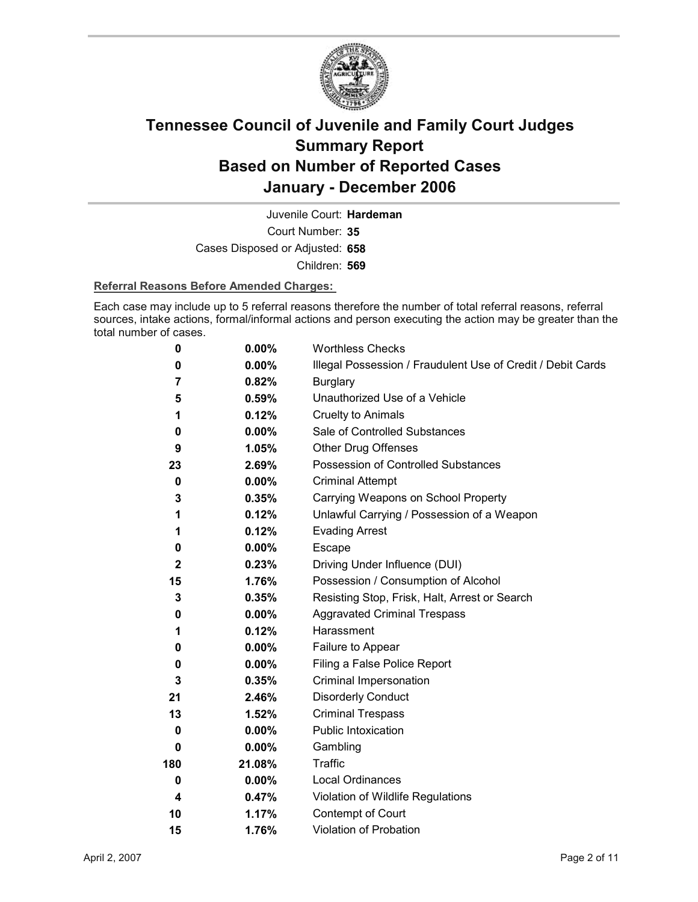# Tennessee Council of Juvenile and Family Court Judges Summary Report Based on Number of Reported Cases January - December 2006

Juvenile Court: **Hardeman**

Court Number: **35**

Cases Disposed or Adjusted: **658**

Children: **569**

**Referral Reasons Before Amended Charges:**

Each case may include up to 5 referral reasons therefore the number of total referral reasons, referral sources, intake actions, formal/informal actions and person executing the action may be greater than the total number of cases.

| Count | Percent | Referral Reason |
|---|---|---|
| 0 | 0.00% | Worthless Checks |
| 0 | 0.00% | Illegal Possession / Fraudulent Use of Credit / Debit Cards |
| 7 | 0.82% | Burglary |
| 5 | 0.59% | Unauthorized Use of a Vehicle |
| 1 | 0.12% | Cruelty to Animals |
| 0 | 0.00% | Sale of Controlled Substances |
| 9 | 1.05% | Other Drug Offenses |
| 23 | 2.69% | Possession of Controlled Substances |
| 0 | 0.00% | Criminal Attempt |
| 3 | 0.35% | Carrying Weapons on School Property |
| 1 | 0.12% | Unlawful Carrying / Possession of a Weapon |
| 1 | 0.12% | Evading Arrest |
| 0 | 0.00% | Escape |
| 2 | 0.23% | Driving Under Influence (DUI) |
| 15 | 1.76% | Possession / Consumption of Alcohol |
| 3 | 0.35% | Resisting Stop, Frisk, Halt, Arrest or Search |
| 0 | 0.00% | Aggravated Criminal Trespass |
| 1 | 0.12% | Harassment |
| 0 | 0.00% | Failure to Appear |
| 0 | 0.00% | Filing a False Police Report |
| 3 | 0.35% | Criminal Impersonation |
| 21 | 2.46% | Disorderly Conduct |
| 13 | 1.52% | Criminal Trespass |
| 0 | 0.00% | Public Intoxication |
| 0 | 0.00% | Gambling |
| 180 | 21.08% | Traffic |
| 0 | 0.00% | Local Ordinances |
| 4 | 0.47% | Violation of Wildlife Regulations |
| 10 | 1.17% | Contempt of Court |
| 15 | 1.76% | Violation of Probation |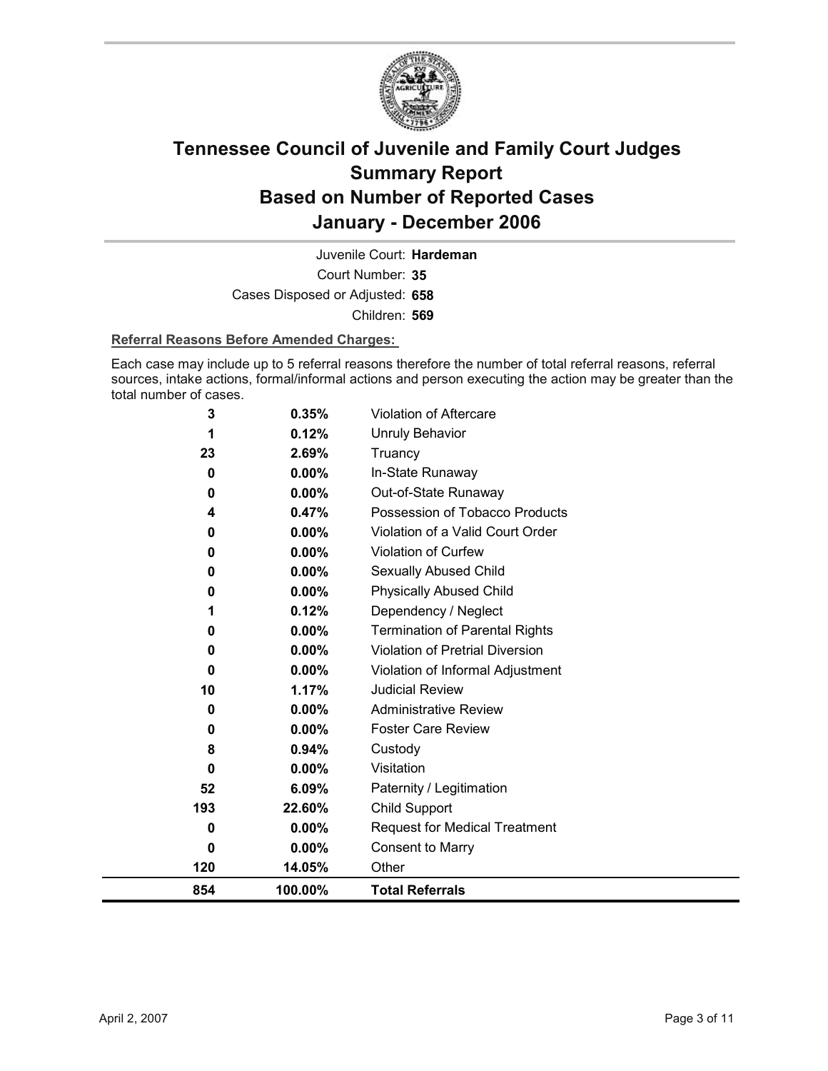# Tennessee Council of Juvenile and Family Court Judges
# Summary Report
# Based on Number of Reported Cases
# January - December 2006

Juvenile Court: **Hardeman**

Court Number: **35**

Cases Disposed or Adjusted: **658**

Children: **569**

**Referral Reasons Before Amended Charges:**

Each case may include up to 5 referral reasons therefore the number of total referral reasons, referral sources, intake actions, formal/informal actions and person executing the action may be greater than the total number of cases.

| Count | Percent | Referral Reason |
|---|---|---|
| 3 | 0.35% | Violation of Aftercare |
| 1 | 0.12% | Unruly Behavior |
| 23 | 2.69% | Truancy |
| 0 | 0.00% | In-State Runaway |
| 0 | 0.00% | Out-of-State Runaway |
| 4 | 0.47% | Possession of Tobacco Products |
| 0 | 0.00% | Violation of a Valid Court Order |
| 0 | 0.00% | Violation of Curfew |
| 0 | 0.00% | Sexually Abused Child |
| 0 | 0.00% | Physically Abused Child |
| 1 | 0.12% | Dependency / Neglect |
| 0 | 0.00% | Termination of Parental Rights |
| 0 | 0.00% | Violation of Pretrial Diversion |
| 0 | 0.00% | Violation of Informal Adjustment |
| 10 | 1.17% | Judicial Review |
| 0 | 0.00% | Administrative Review |
| 0 | 0.00% | Foster Care Review |
| 8 | 0.94% | Custody |
| 0 | 0.00% | Visitation |
| 52 | 6.09% | Paternity / Legitimation |
| 193 | 22.60% | Child Support |
| 0 | 0.00% | Request for Medical Treatment |
| 0 | 0.00% | Consent to Marry |
| 120 | 14.05% | Other |
| **854** | **100.00%** | **Total Referrals** |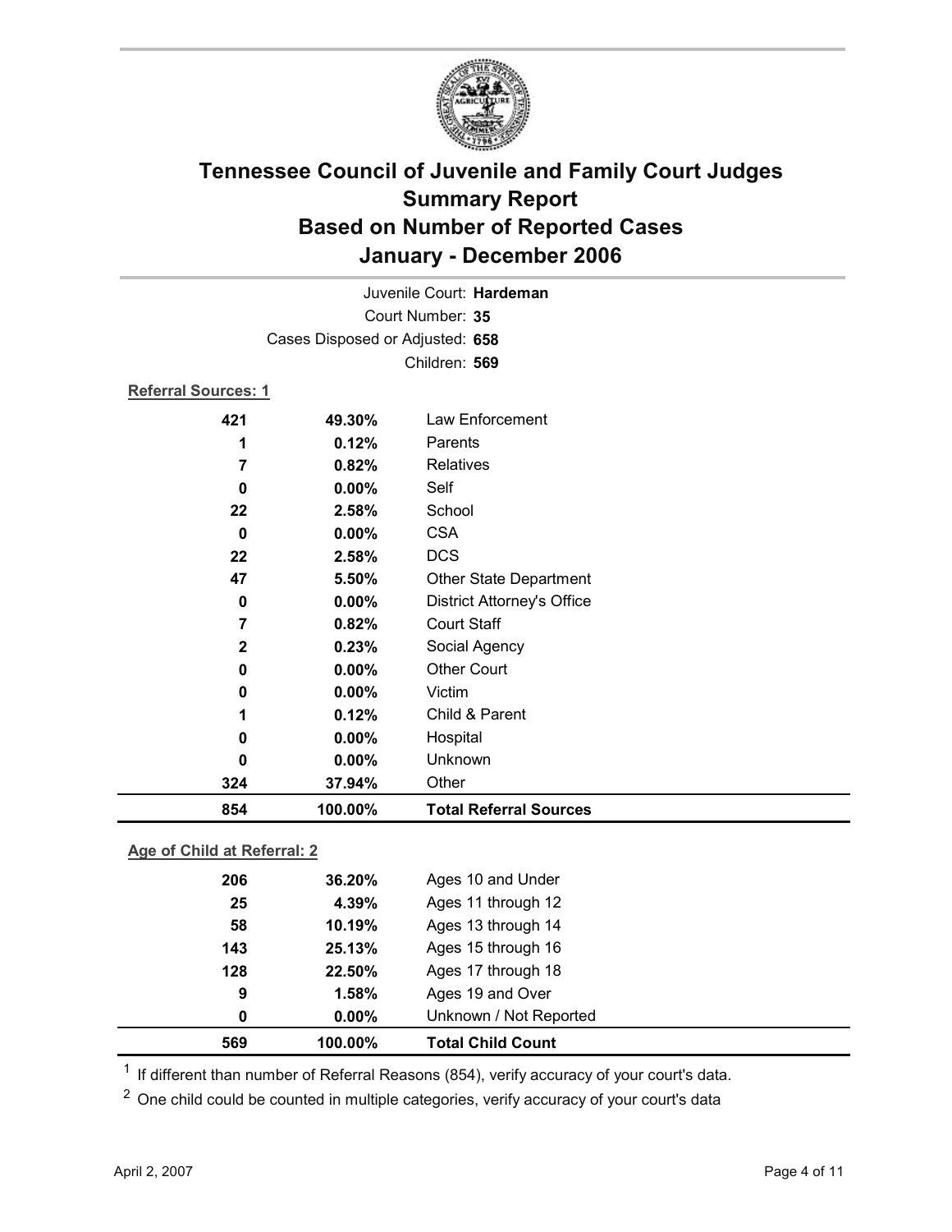# Tennessee Council of Juvenile and Family Court Judges
## Summary Report
## Based on Number of Reported Cases
## January - December 2006

Juvenile Court: **Hardeman**

Court Number: **35**

Cases Disposed or Adjusted: **658**

Children: **569**

**Referral Sources: 1**

| Count | Percent | Source |
|---|---|---|
| 421 | 49.30% | Law Enforcement |
| 1 | 0.12% | Parents |
| 7 | 0.82% | Relatives |
| 0 | 0.00% | Self |
| 22 | 2.58% | School |
| 0 | 0.00% | CSA |
| 22 | 2.58% | DCS |
| 47 | 5.50% | Other State Department |
| 0 | 0.00% | District Attorney's Office |
| 7 | 0.82% | Court Staff |
| 2 | 0.23% | Social Agency |
| 0 | 0.00% | Other Court |
| 0 | 0.00% | Victim |
| 1 | 0.12% | Child & Parent |
| 0 | 0.00% | Hospital |
| 0 | 0.00% | Unknown |
| 324 | 37.94% | Other |
| **854** | **100.00%** | **Total Referral Sources** |

**Age of Child at Referral: 2**

| Count | Percent | Age |
|---|---|---|
| 206 | 36.20% | Ages 10 and Under |
| 25 | 4.39% | Ages 11 through 12 |
| 58 | 10.19% | Ages 13 through 14 |
| 143 | 25.13% | Ages 15 through 16 |
| 128 | 22.50% | Ages 17 through 18 |
| 9 | 1.58% | Ages 19 and Over |
| 0 | 0.00% | Unknown / Not Reported |
| **569** | **100.00%** | **Total Child Count** |

[1] If different than number of Referral Reasons (854), verify accuracy of your court's data.

[2] One child could be counted in multiple categories, verify accuracy of your court's data

April 2, 2007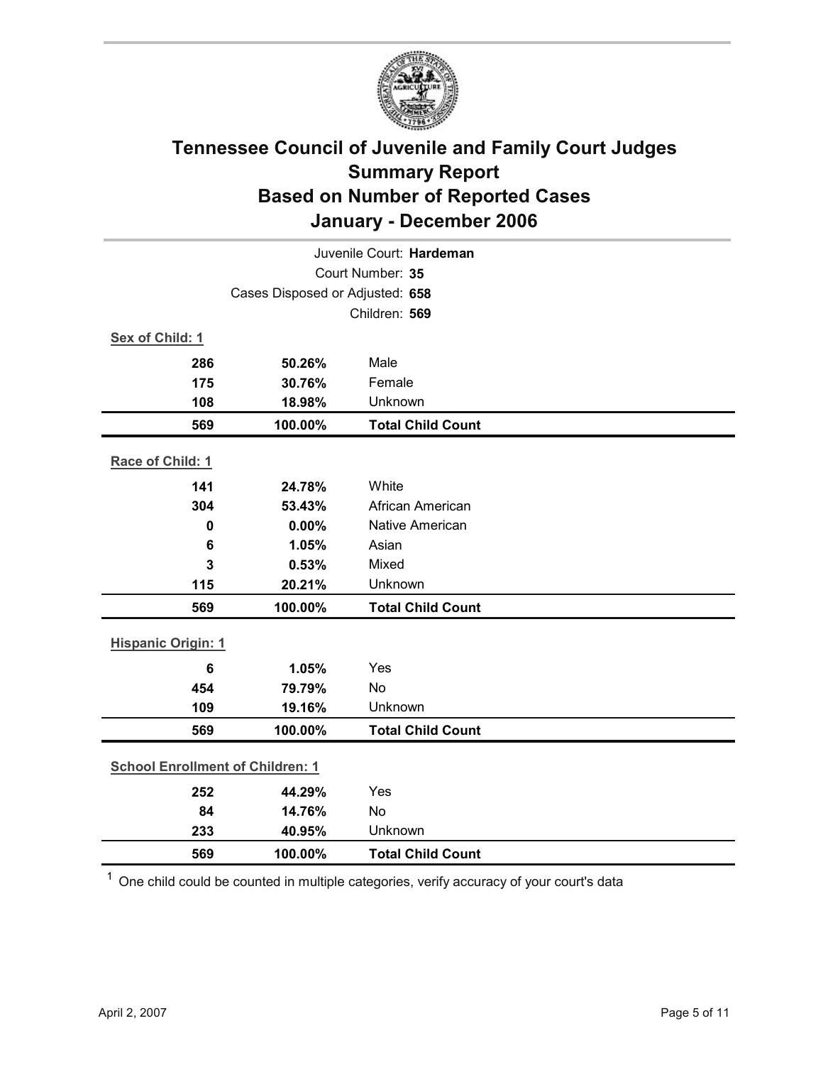# Tennessee Council of Juvenile and Family Court Judges
# Summary Report
# Based on Number of Reported Cases
# January - December 2006

Juvenile Court: **Hardeman**

Court Number: **35**

Cases Disposed or Adjusted: **658**

Children: **569**

**Sex of Child: 1**

| | | |
|---|---|---|
| **286** | **50.26%** | Male |
| **175** | **30.76%** | Female |
| **108** | **18.98%** | Unknown |
| **569** | **100.00%** | **Total Child Count** |

**Race of Child: 1**

| | | |
|---|---|---|
| **141** | **24.78%** | White |
| **304** | **53.43%** | African American |
| **0** | **0.00%** | Native American |
| **6** | **1.05%** | Asian |
| **3** | **0.53%** | Mixed |
| **115** | **20.21%** | Unknown |
| **569** | **100.00%** | **Total Child Count** |

**Hispanic Origin: 1**

| | | |
|---|---|---|
| **6** | **1.05%** | Yes |
| **454** | **79.79%** | No |
| **109** | **19.16%** | Unknown |
| **569** | **100.00%** | **Total Child Count** |

**School Enrollment of Children: 1**

| | | |
|---|---|---|
| **252** | **44.29%** | Yes |
| **84** | **14.76%** | No |
| **233** | **40.95%** | Unknown |
| **569** | **100.00%** | **Total Child Count** |

[1] One child could be counted in multiple categories, verify accuracy of your court's data

April 2, 2007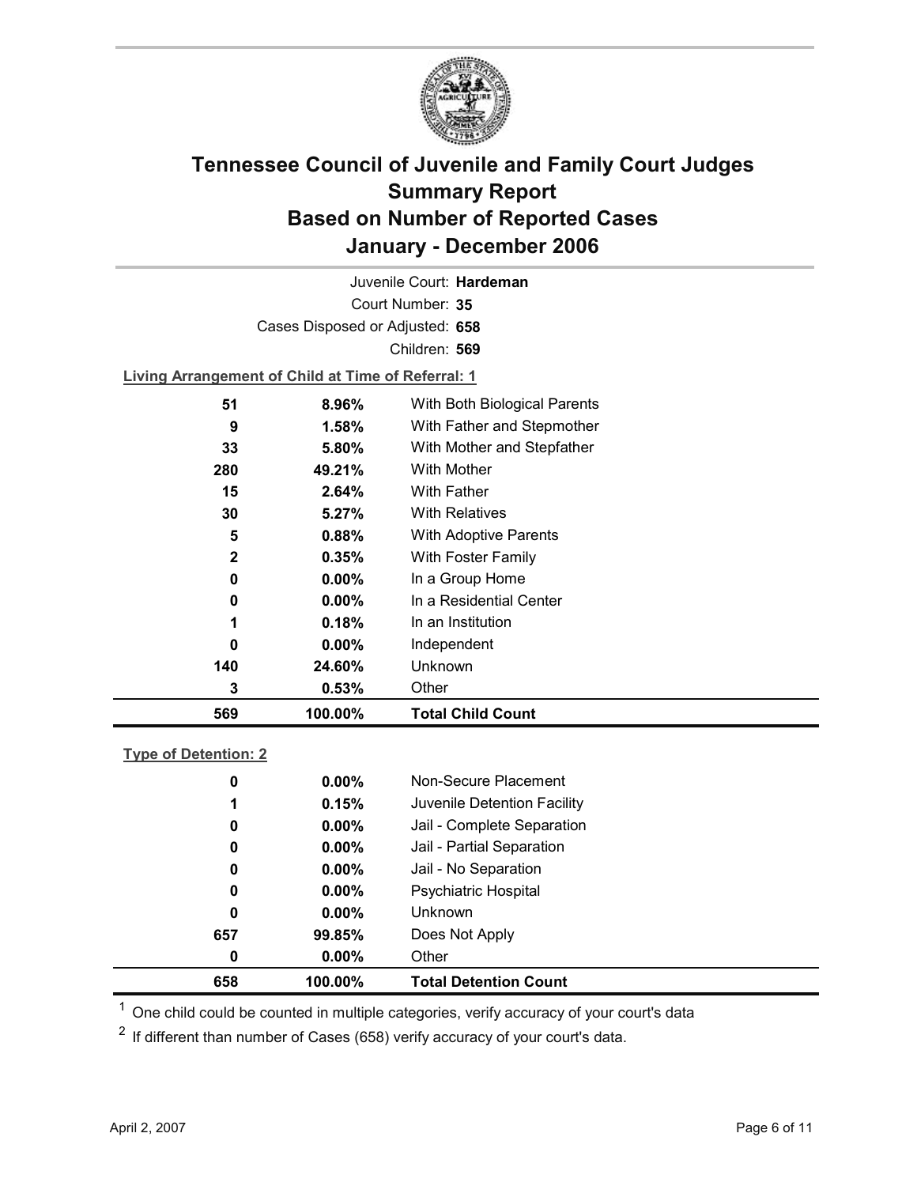# Tennessee Council of Juvenile and Family Court Judges
## Summary Report
## Based on Number of Reported Cases
## January - December 2006

Juvenile Court: **Hardeman**

Court Number: **35**

Cases Disposed or Adjusted: **658**

Children: **569**

**Living Arrangement of Child at Time of Referral: 1**

| Count | Percent | Living Arrangement |
|---|---|---|
| 51 | 8.96% | With Both Biological Parents |
| 9 | 1.58% | With Father and Stepmother |
| 33 | 5.80% | With Mother and Stepfather |
| 280 | 49.21% | With Mother |
| 15 | 2.64% | With Father |
| 30 | 5.27% | With Relatives |
| 5 | 0.88% | With Adoptive Parents |
| 2 | 0.35% | With Foster Family |
| 0 | 0.00% | In a Group Home |
| 0 | 0.00% | In a Residential Center |
| 1 | 0.18% | In an Institution |
| 0 | 0.00% | Independent |
| 140 | 24.60% | Unknown |
| 3 | 0.53% | Other |
| **569** | **100.00%** | **Total Child Count** |

**Type of Detention: 2**

| Count | Percent | Type of Detention |
|---|---|---|
| 0 | 0.00% | Non-Secure Placement |
| 1 | 0.15% | Juvenile Detention Facility |
| 0 | 0.00% | Jail - Complete Separation |
| 0 | 0.00% | Jail - Partial Separation |
| 0 | 0.00% | Jail - No Separation |
| 0 | 0.00% | Psychiatric Hospital |
| 0 | 0.00% | Unknown |
| 657 | 99.85% | Does Not Apply |
| 0 | 0.00% | Other |
| **658** | **100.00%** | **Total Detention Count** |

[1] One child could be counted in multiple categories, verify accuracy of your court's data

[2] If different than number of Cases (658) verify accuracy of your court's data.

April 2, 2007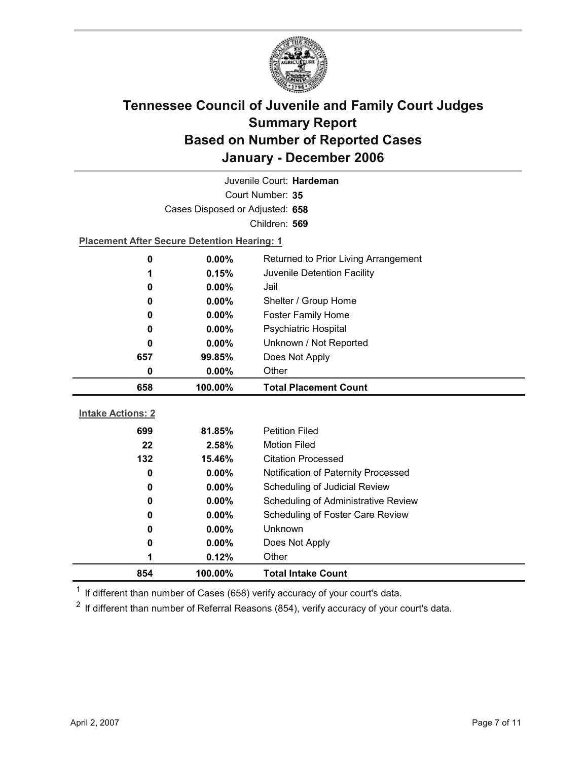# Tennessee Council of Juvenile and Family Court Judges
# Summary Report
# Based on Number of Reported Cases
# January - December 2006

Juvenile Court: **Hardeman**

Court Number: **35**

Cases Disposed or Adjusted: **658**

Children: **569**

**Placement After Secure Detention Hearing: 1**

| Count | Percent | Placement |
|---|---|---|
| 0 | 0.00% | Returned to Prior Living Arrangement |
| 1 | 0.15% | Juvenile Detention Facility |
| 0 | 0.00% | Jail |
| 0 | 0.00% | Shelter / Group Home |
| 0 | 0.00% | Foster Family Home |
| 0 | 0.00% | Psychiatric Hospital |
| 0 | 0.00% | Unknown / Not Reported |
| 657 | 99.85% | Does Not Apply |
| 0 | 0.00% | Other |
| **658** | **100.00%** | **Total Placement Count** |

**Intake Actions: 2**

| Count | Percent | Intake Action |
|---|---|---|
| 699 | 81.85% | Petition Filed |
| 22 | 2.58% | Motion Filed |
| 132 | 15.46% | Citation Processed |
| 0 | 0.00% | Notification of Paternity Processed |
| 0 | 0.00% | Scheduling of Judicial Review |
| 0 | 0.00% | Scheduling of Administrative Review |
| 0 | 0.00% | Scheduling of Foster Care Review |
| 0 | 0.00% | Unknown |
| 0 | 0.00% | Does Not Apply |
| 1 | 0.12% | Other |
| **854** | **100.00%** | **Total Intake Count** |

[1] If different than number of Cases (658) verify accuracy of your court's data.

[2] If different than number of Referral Reasons (854), verify accuracy of your court's data.

April 2, 2007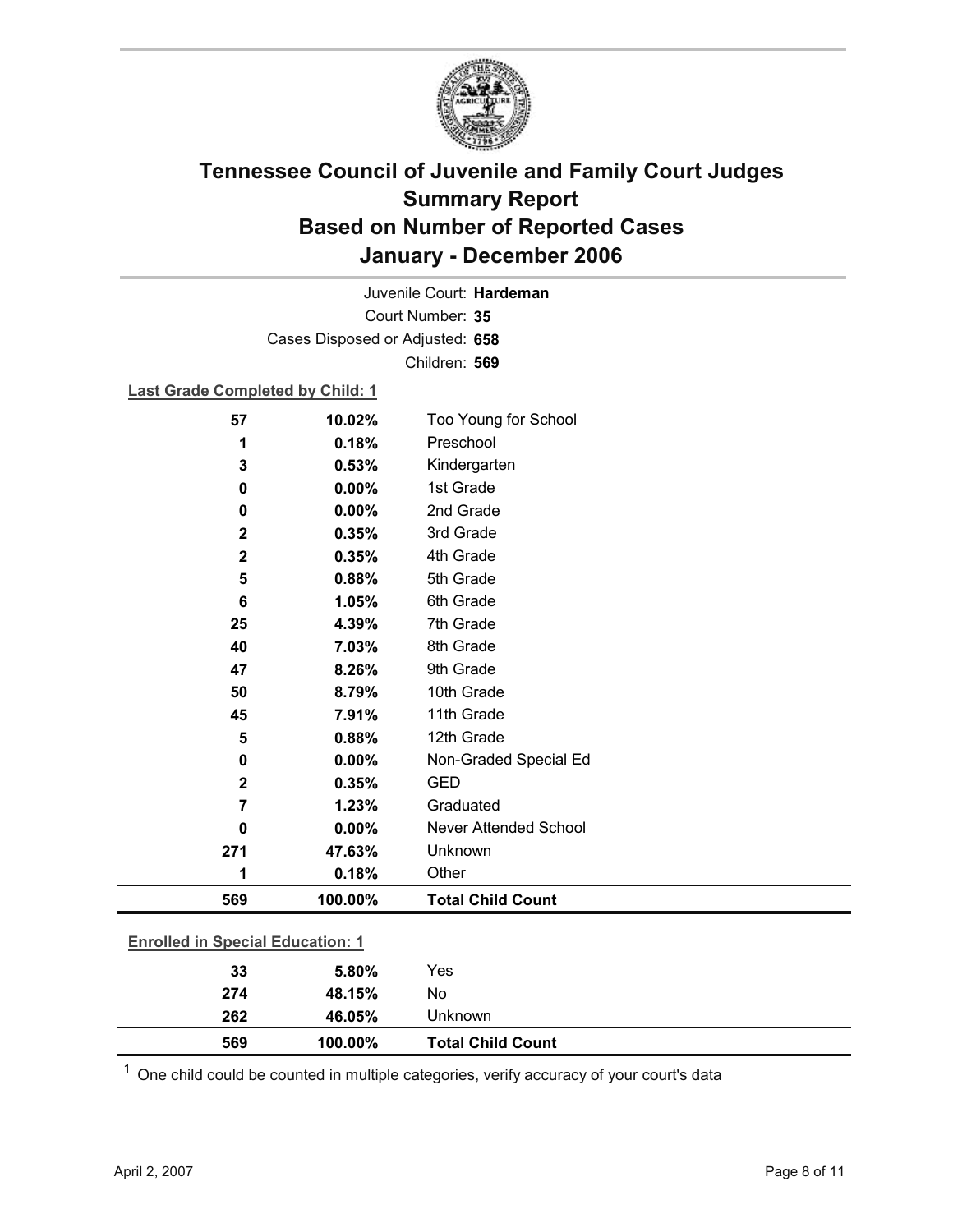# Tennessee Council of Juvenile and Family Court Judges
# Summary Report
# Based on Number of Reported Cases
# January - December 2006

Juvenile Court: **Hardeman**

Court Number: **35**

Cases Disposed or Adjusted: **658**

Children: **569**

**Last Grade Completed by Child: 1**

| | | |
|---|---|---|
| 57 | 10.02% | Too Young for School |
| 1 | 0.18% | Preschool |
| 3 | 0.53% | Kindergarten |
| 0 | 0.00% | 1st Grade |
| 0 | 0.00% | 2nd Grade |
| 2 | 0.35% | 3rd Grade |
| 2 | 0.35% | 4th Grade |
| 5 | 0.88% | 5th Grade |
| 6 | 1.05% | 6th Grade |
| 25 | 4.39% | 7th Grade |
| 40 | 7.03% | 8th Grade |
| 47 | 8.26% | 9th Grade |
| 50 | 8.79% | 10th Grade |
| 45 | 7.91% | 11th Grade |
| 5 | 0.88% | 12th Grade |
| 0 | 0.00% | Non-Graded Special Ed |
| 2 | 0.35% | GED |
| 7 | 1.23% | Graduated |
| 0 | 0.00% | Never Attended School |
| 271 | 47.63% | Unknown |
| 1 | 0.18% | Other |
| **569** | **100.00%** | **Total Child Count** |

**Enrolled in Special Education: 1**

| | | |
|---|---|---|
| 33 | 5.80% | Yes |
| 274 | 48.15% | No |
| 262 | 46.05% | Unknown |
| **569** | **100.00%** | **Total Child Count** |

[1] One child could be counted in multiple categories, verify accuracy of your court's data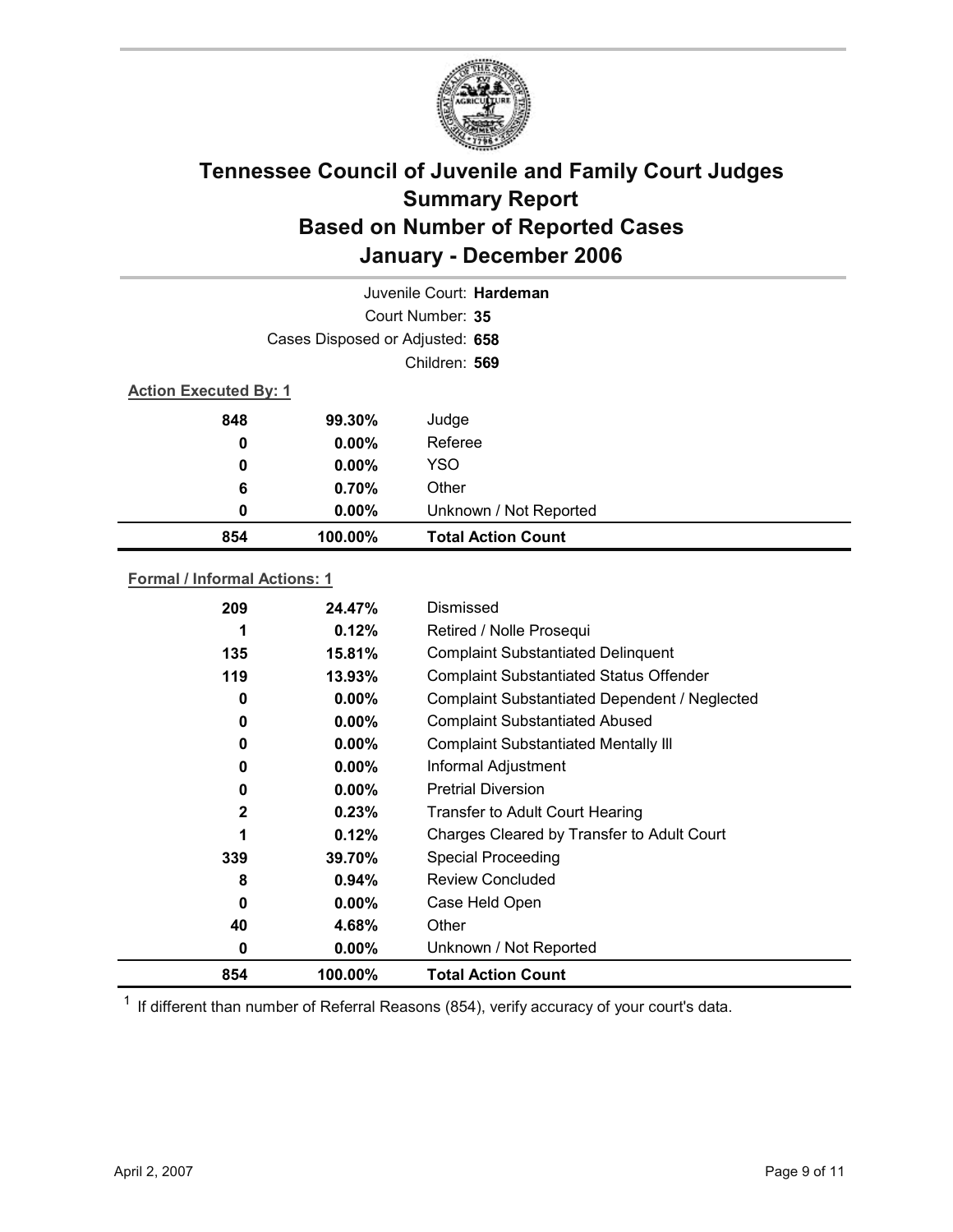# Tennessee Council of Juvenile and Family Court Judges
## Summary Report
## Based on Number of Reported Cases
## January - December 2006

Juvenile Court: **Hardeman**

Court Number: **35**

Cases Disposed or Adjusted: **658**

Children: **569**

**Action Executed By: 1**

| | | |
|---|---|---|
| 848 | 99.30% | Judge |
| 0 | 0.00% | Referee |
| 0 | 0.00% | YSO |
| 6 | 0.70% | Other |
| 0 | 0.00% | Unknown / Not Reported |
| **854** | **100.00%** | **Total Action Count** |

**Formal / Informal Actions: 1**

| | | |
|---|---|---|
| 209 | 24.47% | Dismissed |
| 1 | 0.12% | Retired / Nolle Prosequi |
| 135 | 15.81% | Complaint Substantiated Delinquent |
| 119 | 13.93% | Complaint Substantiated Status Offender |
| 0 | 0.00% | Complaint Substantiated Dependent / Neglected |
| 0 | 0.00% | Complaint Substantiated Abused |
| 0 | 0.00% | Complaint Substantiated Mentally Ill |
| 0 | 0.00% | Informal Adjustment |
| 0 | 0.00% | Pretrial Diversion |
| 2 | 0.23% | Transfer to Adult Court Hearing |
| 1 | 0.12% | Charges Cleared by Transfer to Adult Court |
| 339 | 39.70% | Special Proceeding |
| 8 | 0.94% | Review Concluded |
| 0 | 0.00% | Case Held Open |
| 40 | 4.68% | Other |
| 0 | 0.00% | Unknown / Not Reported |
| **854** | **100.00%** | **Total Action Count** |

[1] If different than number of Referral Reasons (854), verify accuracy of your court's data.

April 2, 2007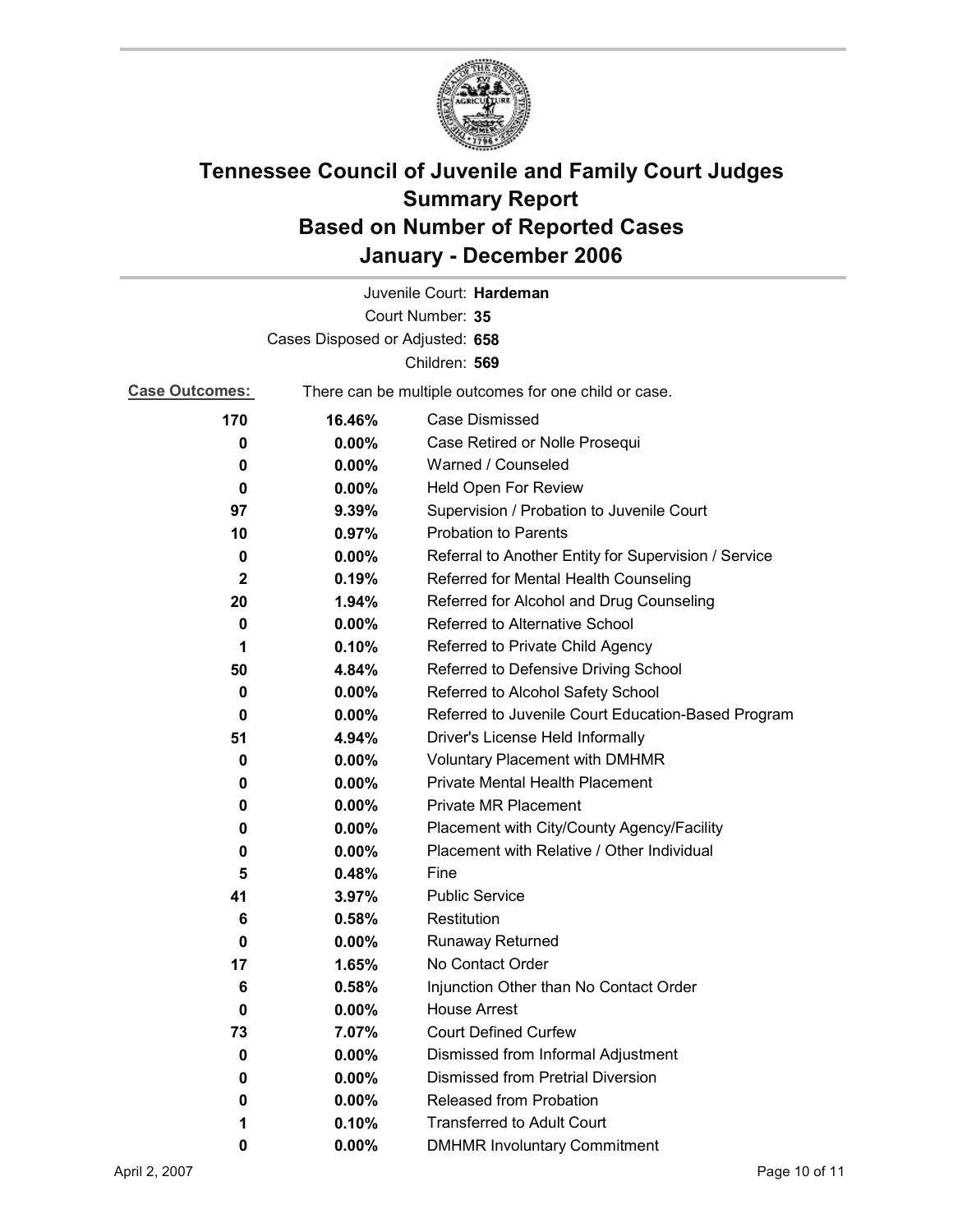# Tennessee Council of Juvenile and Family Court Judges
## Summary Report
## Based on Number of Reported Cases
## January - December 2006

Juvenile Court: **Hardeman**

Court Number: **35**

Cases Disposed or Adjusted: **658**

Children: **569**

**Case Outcomes:** There can be multiple outcomes for one child or case.

| Count | Percent | Outcome |
|---|---|---|
| **170** | **16.46%** | Case Dismissed |
| **0** | **0.00%** | Case Retired or Nolle Prosequi |
| **0** | **0.00%** | Warned / Counseled |
| **0** | **0.00%** | Held Open For Review |
| **97** | **9.39%** | Supervision / Probation to Juvenile Court |
| **10** | **0.97%** | Probation to Parents |
| **0** | **0.00%** | Referral to Another Entity for Supervision / Service |
| **2** | **0.19%** | Referred for Mental Health Counseling |
| **20** | **1.94%** | Referred for Alcohol and Drug Counseling |
| **0** | **0.00%** | Referred to Alternative School |
| **1** | **0.10%** | Referred to Private Child Agency |
| **50** | **4.84%** | Referred to Defensive Driving School |
| **0** | **0.00%** | Referred to Alcohol Safety School |
| **0** | **0.00%** | Referred to Juvenile Court Education-Based Program |
| **51** | **4.94%** | Driver's License Held Informally |
| **0** | **0.00%** | Voluntary Placement with DMHMR |
| **0** | **0.00%** | Private Mental Health Placement |
| **0** | **0.00%** | Private MR Placement |
| **0** | **0.00%** | Placement with City/County Agency/Facility |
| **0** | **0.00%** | Placement with Relative / Other Individual |
| **5** | **0.48%** | Fine |
| **41** | **3.97%** | Public Service |
| **6** | **0.58%** | Restitution |
| **0** | **0.00%** | Runaway Returned |
| **17** | **1.65%** | No Contact Order |
| **6** | **0.58%** | Injunction Other than No Contact Order |
| **0** | **0.00%** | House Arrest |
| **73** | **7.07%** | Court Defined Curfew |
| **0** | **0.00%** | Dismissed from Informal Adjustment |
| **0** | **0.00%** | Dismissed from Pretrial Diversion |
| **0** | **0.00%** | Released from Probation |
| **1** | **0.10%** | Transferred to Adult Court |
| **0** | **0.00%** | DMHMR Involuntary Commitment |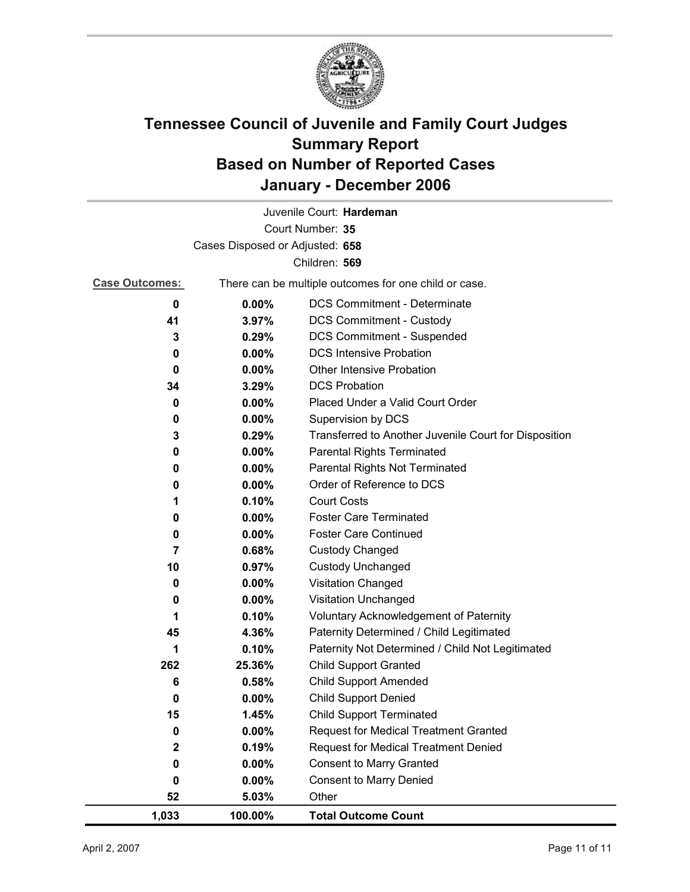# Tennessee Council of Juvenile and Family Court Judges
## Summary Report
## Based on Number of Reported Cases
## January - December 2006

Juvenile Court: **Hardeman**

Court Number: **35**

Cases Disposed or Adjusted: **658**

Children: **569**

**Case Outcomes:** There can be multiple outcomes for one child or case.

| | | |
|---|---|---|
| 0 | 0.00% | DCS Commitment - Determinate |
| 41 | 3.97% | DCS Commitment - Custody |
| 3 | 0.29% | DCS Commitment - Suspended |
| 0 | 0.00% | DCS Intensive Probation |
| 0 | 0.00% | Other Intensive Probation |
| 34 | 3.29% | DCS Probation |
| 0 | 0.00% | Placed Under a Valid Court Order |
| 0 | 0.00% | Supervision by DCS |
| 3 | 0.29% | Transferred to Another Juvenile Court for Disposition |
| 0 | 0.00% | Parental Rights Terminated |
| 0 | 0.00% | Parental Rights Not Terminated |
| 0 | 0.00% | Order of Reference to DCS |
| 1 | 0.10% | Court Costs |
| 0 | 0.00% | Foster Care Terminated |
| 0 | 0.00% | Foster Care Continued |
| 7 | 0.68% | Custody Changed |
| 10 | 0.97% | Custody Unchanged |
| 0 | 0.00% | Visitation Changed |
| 0 | 0.00% | Visitation Unchanged |
| 1 | 0.10% | Voluntary Acknowledgement of Paternity |
| 45 | 4.36% | Paternity Determined / Child Legitimated |
| 1 | 0.10% | Paternity Not Determined / Child Not Legitimated |
| 262 | 25.36% | Child Support Granted |
| 6 | 0.58% | Child Support Amended |
| 0 | 0.00% | Child Support Denied |
| 15 | 1.45% | Child Support Terminated |
| 0 | 0.00% | Request for Medical Treatment Granted |
| 2 | 0.19% | Request for Medical Treatment Denied |
| 0 | 0.00% | Consent to Marry Granted |
| 0 | 0.00% | Consent to Marry Denied |
| 52 | 5.03% | Other |
| **1,033** | **100.00%** | **Total Outcome Count** |

April 2, 2007